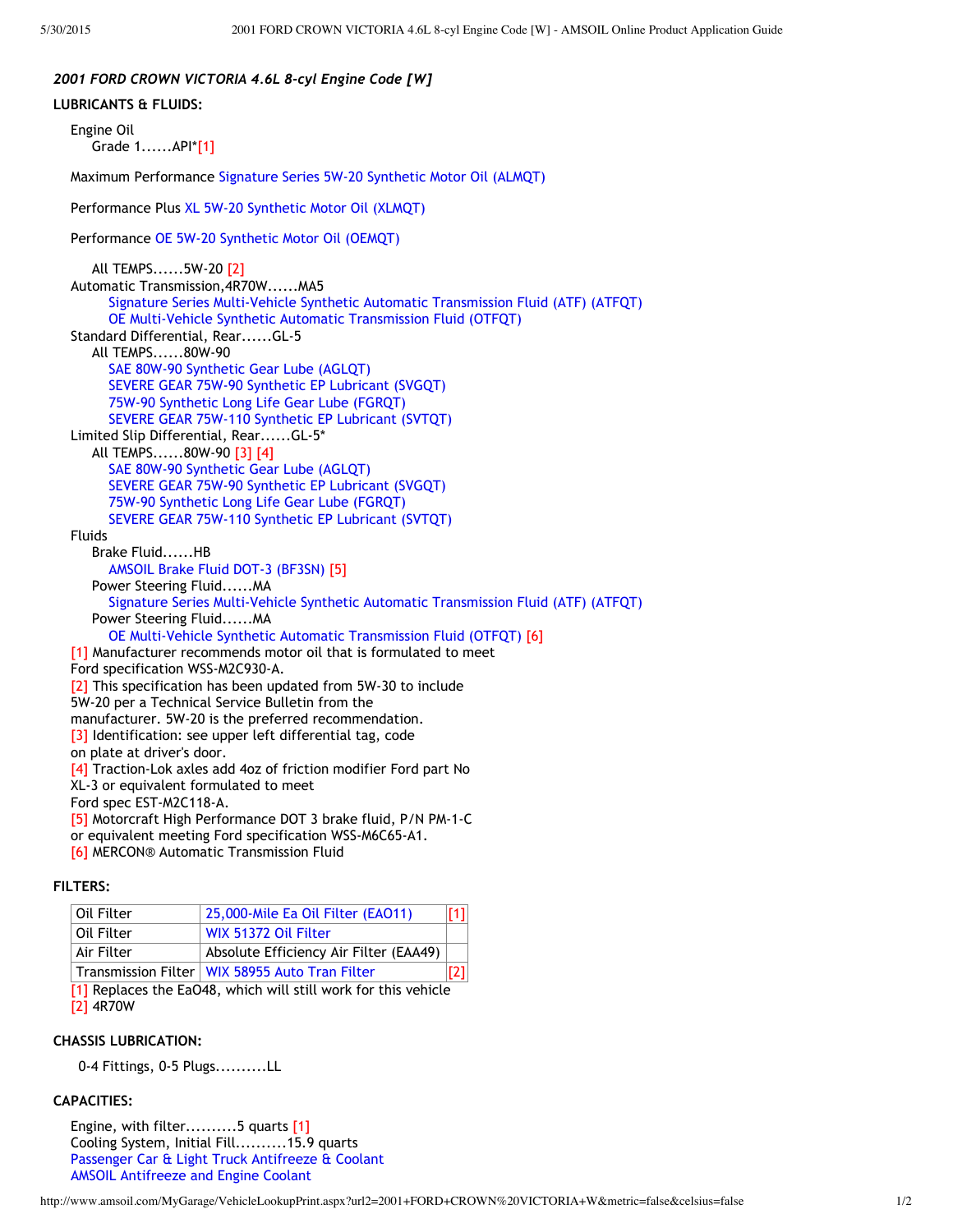*2001 FORD CROWN VICTORIA 4.6L 8-cyl Engine Code [W]*

**LUBRICANTS & FLUIDS:**

Engine Oil
Grade 1......API*[1]

Maximum Performance Signature Series 5W-20 Synthetic Motor Oil (ALMQT)

Performance Plus XL 5W-20 Synthetic Motor Oil (XLMQT)

Performance OE 5W-20 Synthetic Motor Oil (OEMQT)

All TEMPS......5W-20 [2]

Automatic Transmission,4R70W......MA5
- Signature Series Multi-Vehicle Synthetic Automatic Transmission Fluid (ATF) (ATFQT)
- OE Multi-Vehicle Synthetic Automatic Transmission Fluid (OTFQT)

Standard Differential, Rear......GL-5
All TEMPS......80W-90
- SAE 80W-90 Synthetic Gear Lube (AGLQT)
- SEVERE GEAR 75W-90 Synthetic EP Lubricant (SVGQT)
- 75W-90 Synthetic Long Life Gear Lube (FGRQT)
- SEVERE GEAR 75W-110 Synthetic EP Lubricant (SVTQT)

Limited Slip Differential, Rear......GL-5*
All TEMPS......80W-90 [3] [4]
- SAE 80W-90 Synthetic Gear Lube (AGLQT)
- SEVERE GEAR 75W-90 Synthetic EP Lubricant (SVGQT)
- 75W-90 Synthetic Long Life Gear Lube (FGRQT)
- SEVERE GEAR 75W-110 Synthetic EP Lubricant (SVTQT)

Fluids
Brake Fluid......HB
- AMSOIL Brake Fluid DOT-3 (BF3SN) [5]

Power Steering Fluid......MA
- Signature Series Multi-Vehicle Synthetic Automatic Transmission Fluid (ATF) (ATFQT)

Power Steering Fluid......MA
- OE Multi-Vehicle Synthetic Automatic Transmission Fluid (OTFQT) [6]

[1] Manufacturer recommends motor oil that is formulated to meet Ford specification WSS-M2C930-A.
[2] This specification has been updated from 5W-30 to include 5W-20 per a Technical Service Bulletin from the manufacturer. 5W-20 is the preferred recommendation.
[3] Identification: see upper left differential tag, code on plate at driver's door.
[4] Traction-Lok axles add 4oz of friction modifier Ford part No XL-3 or equivalent formulated to meet Ford spec EST-M2C118-A.
[5] Motorcraft High Performance DOT 3 brake fluid, P/N PM-1-C or equivalent meeting Ford specification WSS-M6C65-A1.
[6] MERCON® Automatic Transmission Fluid

**FILTERS:**

| | | |
|---|---|---|
| Oil Filter | 25,000-Mile Ea Oil Filter (EAO11) | [1] |
| Oil Filter | WIX 51372 Oil Filter | |
| Air Filter | Absolute Efficiency Air Filter (EAA49) | |
| Transmission Filter | WIX 58955 Auto Tran Filter | [2] |

[1] Replaces the EaO48, which will still work for this vehicle
[2] 4R70W

**CHASSIS LUBRICATION:**

0-4 Fittings, 0-5 Plugs..........LL

**CAPACITIES:**

Engine, with filter..........5 quarts [1]
Cooling System, Initial Fill..........15.9 quarts
Passenger Car & Light Truck Antifreeze & Coolant
AMSOIL Antifreeze and Engine Coolant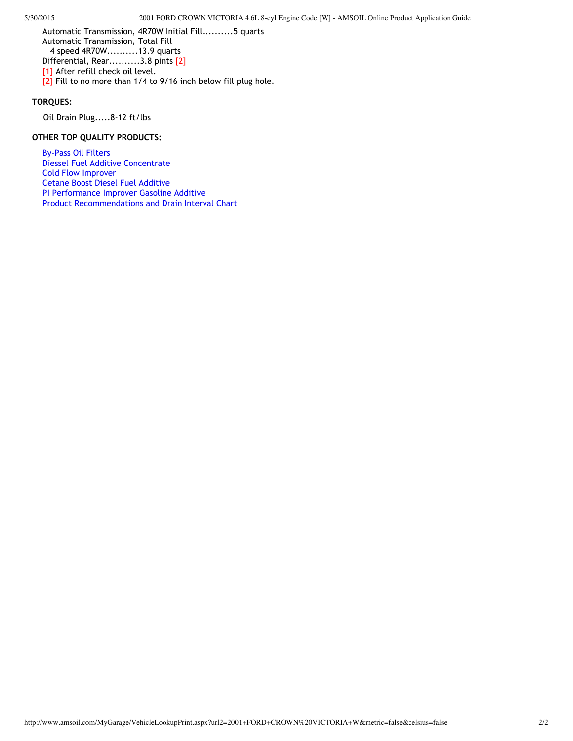Automatic Transmission, 4R70W Initial Fill..........5 quarts
Automatic Transmission, Total Fill
  4 speed 4R70W..........13.9 quarts
Differential, Rear..........3.8 pints [2]
[1] After refill check oil level.
[2] Fill to no more than 1/4 to 9/16 inch below fill plug hole.

**TORQUES:**

Oil Drain Plug.....8-12 ft/lbs

**OTHER TOP QUALITY PRODUCTS:**

By-Pass Oil Filters
Diessel Fuel Additive Concentrate
Cold Flow Improver
Cetane Boost Diesel Fuel Additive
PI Performance Improver Gasoline Additive
Product Recommendations and Drain Interval Chart